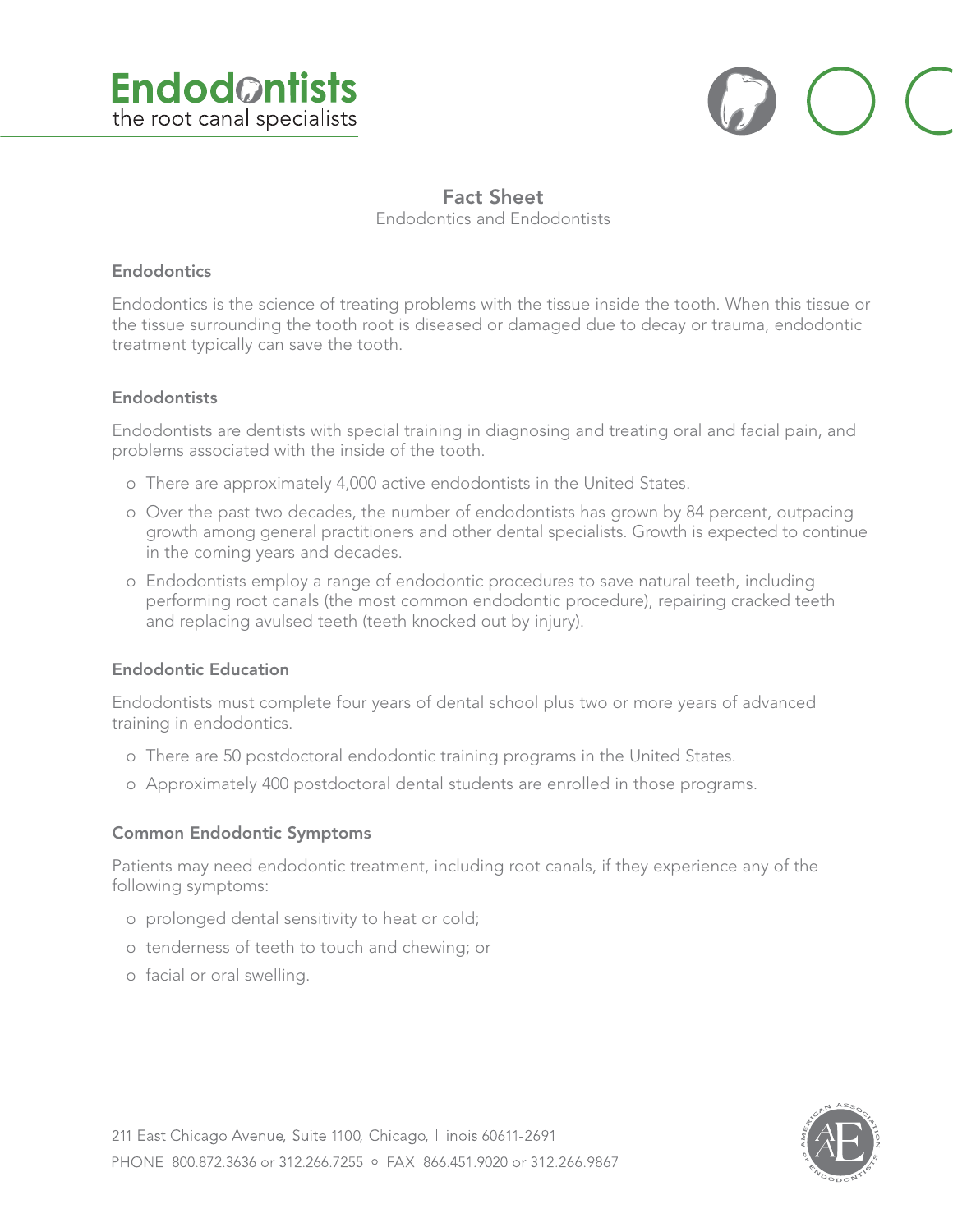# Endodontists

the root canal specialists

## Fact Sheet

Endodontics and Endodontists

### Endodontics

Endodontics is the science of treating problems with the tissue inside the tooth. When this tissue or the tissue surrounding the tooth root is diseased or damaged due to decay or trauma, endodontic treatment typically can save the tooth.

### Endodontists

Endodontists are dentists with special training in diagnosing and treating oral and facial pain, and problems associated with the inside of the tooth.

- There are approximately 4,000 active endodontists in the United States.
- Over the past two decades, the number of endodontists has grown by 84 percent, outpacing growth among general practitioners and other dental specialists. Growth is expected to continue in the coming years and decades.
- Endodontists employ a range of endodontic procedures to save natural teeth, including performing root canals (the most common endodontic procedure), repairing cracked teeth and replacing avulsed teeth (teeth knocked out by injury).

### Endodontic Education

Endodontists must complete four years of dental school plus two or more years of advanced training in endodontics.

- There are 50 postdoctoral endodontic training programs in the United States.
- Approximately 400 postdoctoral dental students are enrolled in those programs.

### Common Endodontic Symptoms

Patients may need endodontic treatment, including root canals, if they experience any of the following symptoms:

- prolonged dental sensitivity to heat or cold;
- tenderness of teeth to touch and chewing; or
- facial or oral swelling.

211 East Chicago Avenue, Suite 1100, Chicago, Illinois 60611-2691
PHONE 800.872.3636 or 312.266.7255 ◦ FAX 866.451.9020 or 312.266.9867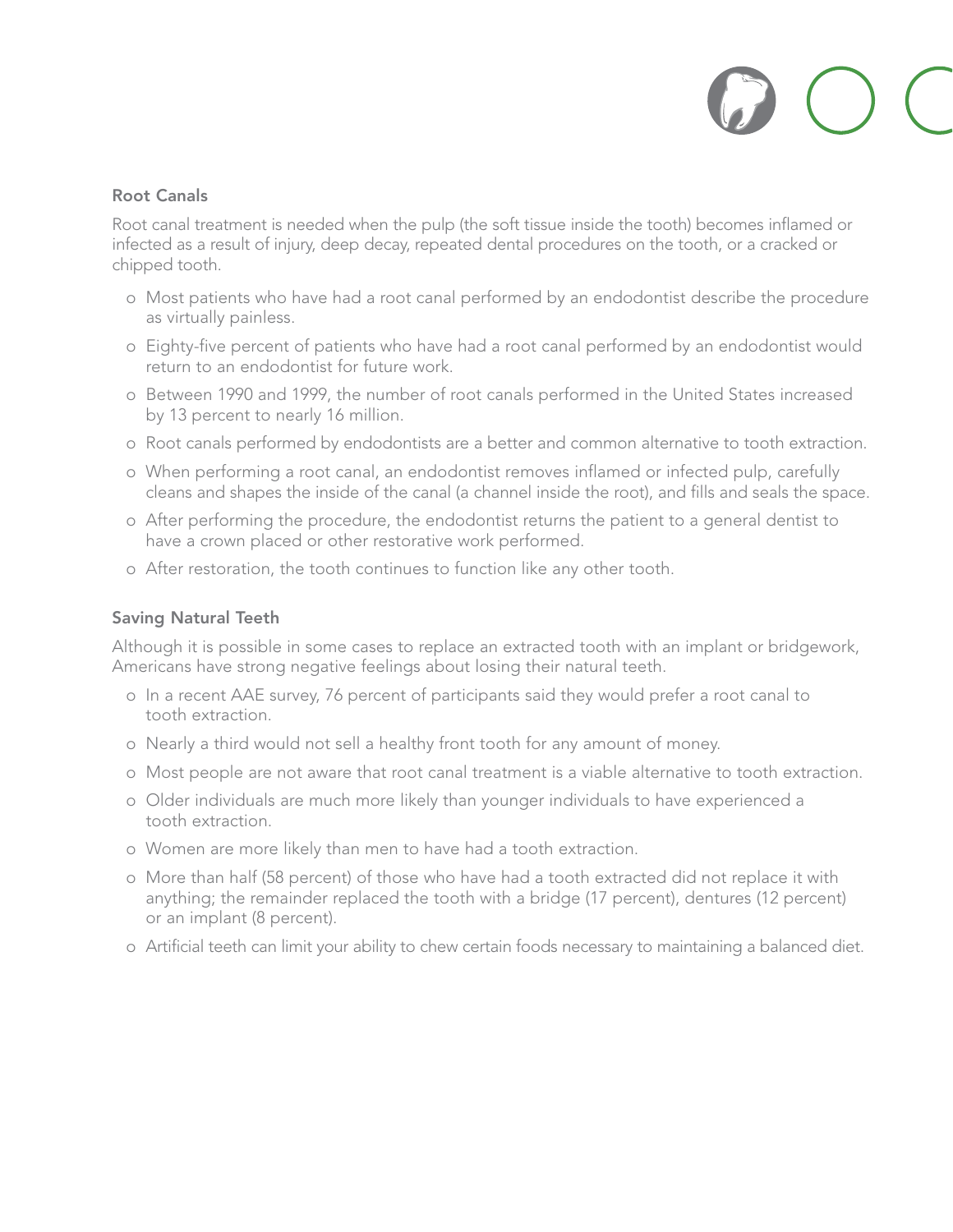## Root Canals

Root canal treatment is needed when the pulp (the soft tissue inside the tooth) becomes inflamed or infected as a result of injury, deep decay, repeated dental procedures on the tooth, or a cracked or chipped tooth.

- Most patients who have had a root canal performed by an endodontist describe the procedure as virtually painless.
- Eighty-five percent of patients who have had a root canal performed by an endodontist would return to an endodontist for future work.
- Between 1990 and 1999, the number of root canals performed in the United States increased by 13 percent to nearly 16 million.
- Root canals performed by endodontists are a better and common alternative to tooth extraction.
- When performing a root canal, an endodontist removes inflamed or infected pulp, carefully cleans and shapes the inside of the canal (a channel inside the root), and fills and seals the space.
- After performing the procedure, the endodontist returns the patient to a general dentist to have a crown placed or other restorative work performed.
- After restoration, the tooth continues to function like any other tooth.

## Saving Natural Teeth

Although it is possible in some cases to replace an extracted tooth with an implant or bridgework, Americans have strong negative feelings about losing their natural teeth.

- In a recent AAE survey, 76 percent of participants said they would prefer a root canal to tooth extraction.
- Nearly a third would not sell a healthy front tooth for any amount of money.
- Most people are not aware that root canal treatment is a viable alternative to tooth extraction.
- Older individuals are much more likely than younger individuals to have experienced a tooth extraction.
- Women are more likely than men to have had a tooth extraction.
- More than half (58 percent) of those who have had a tooth extracted did not replace it with anything; the remainder replaced the tooth with a bridge (17 percent), dentures (12 percent) or an implant (8 percent).
- Artificial teeth can limit your ability to chew certain foods necessary to maintaining a balanced diet.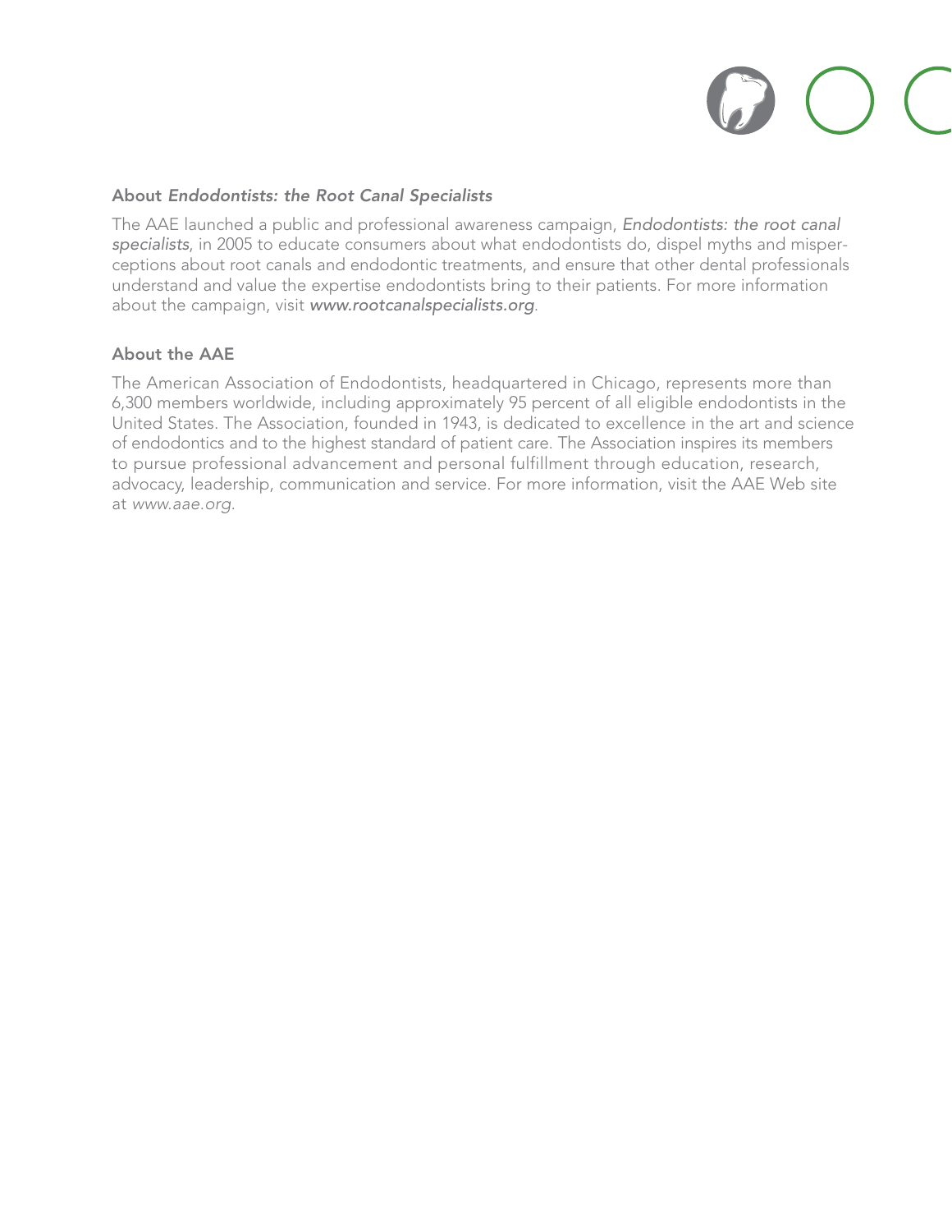### About *Endodontists: the Root Canal Specialists*

The AAE launched a public and professional awareness campaign, *Endodontists: the root canal specialists*, in 2005 to educate consumers about what endodontists do, dispel myths and misperceptions about root canals and endodontic treatments, and ensure that other dental professionals understand and value the expertise endodontists bring to their patients. For more information about the campaign, visit *www.rootcanalspecialists.org*.

### About the AAE

The American Association of Endodontists, headquartered in Chicago, represents more than 6,300 members worldwide, including approximately 95 percent of all eligible endodontists in the United States. The Association, founded in 1943, is dedicated to excellence in the art and science of endodontics and to the highest standard of patient care. The Association inspires its members to pursue professional advancement and personal fulfillment through education, research, advocacy, leadership, communication and service. For more information, visit the AAE Web site at *www.aae.org*.